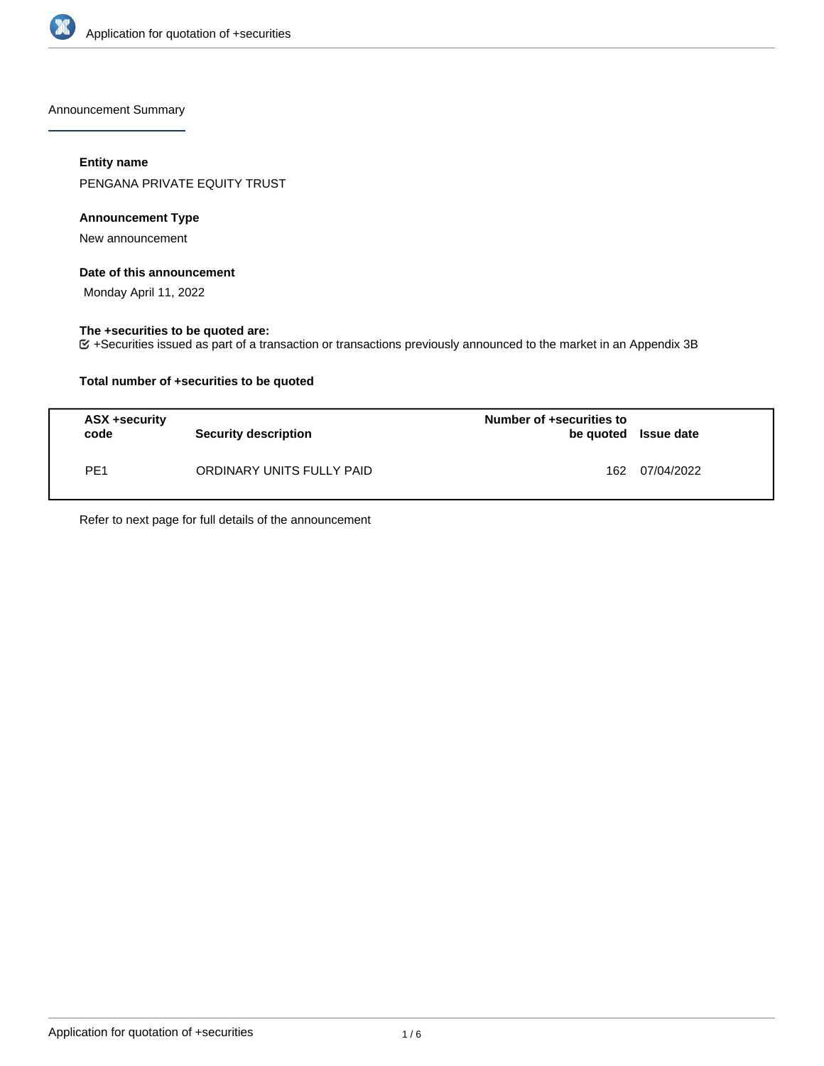Announcement Summary

**Entity name**

PENGANA PRIVATE EQUITY TRUST

**Announcement Type**

New announcement

**Date of this announcement**

Monday April 11, 2022

**The +securities to be quoted are:**

+Securities issued as part of a transaction or transactions previously announced to the market in an Appendix 3B

**Total number of +securities to be quoted**

| ASX +security code | Security description | Number of +securities to be quoted | Issue date |
|---|---|---|---|
| PE1 | ORDINARY UNITS FULLY PAID | 162 | 07/04/2022 |

Refer to next page for full details of the announcement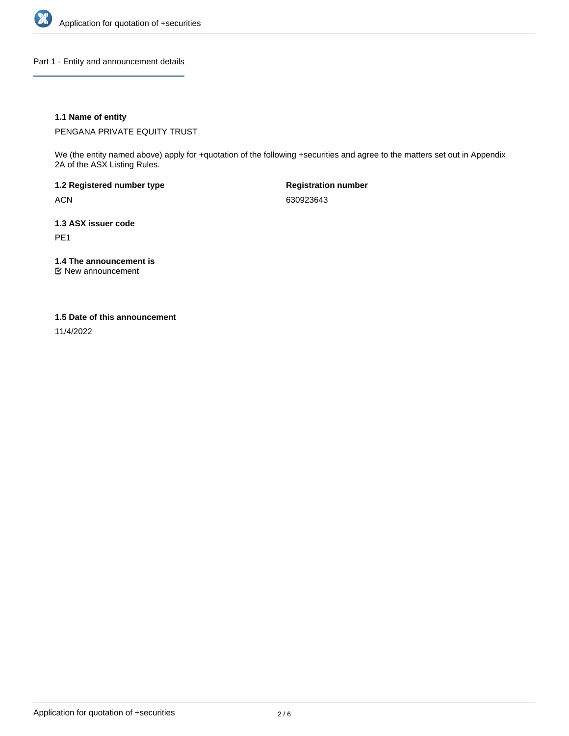## Part 1 - Entity and announcement details

### 1.1 Name of entity

PENGANA PRIVATE EQUITY TRUST

We (the entity named above) apply for +quotation of the following +securities and agree to the matters set out in Appendix 2A of the ASX Listing Rules.

**1.2 Registered number type**

ACN

**Registration number**

630923643

### 1.3 ASX issuer code

PE1

### 1.4 The announcement is

☑ New announcement

### 1.5 Date of this announcement

11/4/2022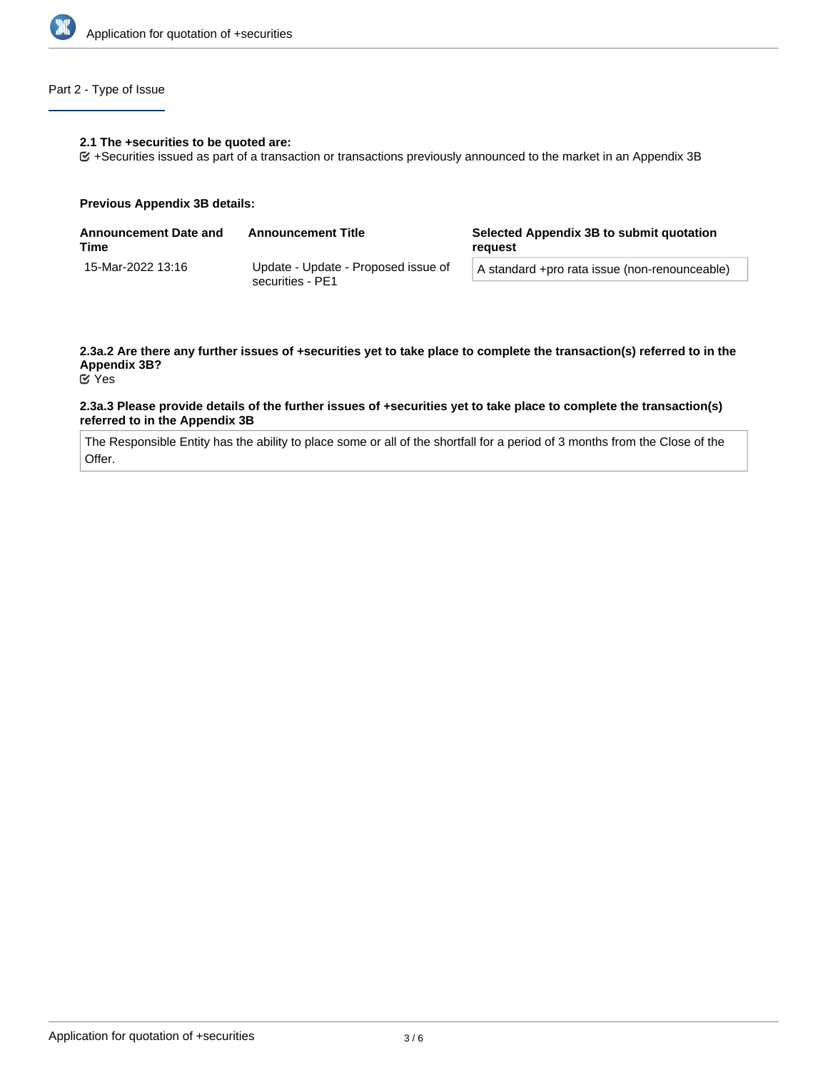## Part 2 - Type of Issue

**2.1 The +securities to be quoted are:**

☑ +Securities issued as part of a transaction or transactions previously announced to the market in an Appendix 3B

**Previous Appendix 3B details:**

| Announcement Date and Time | Announcement Title | Selected Appendix 3B to submit quotation request |
| --- | --- | --- |
| 15-Mar-2022 13:16 | Update - Update - Proposed issue of securities - PE1 | A standard +pro rata issue (non-renounceable) |

**2.3a.2 Are there any further issues of +securities yet to take place to complete the transaction(s) referred to in the Appendix 3B?**

☑ Yes

**2.3a.3 Please provide details of the further issues of +securities yet to take place to complete the transaction(s) referred to in the Appendix 3B**

The Responsible Entity has the ability to place some or all of the shortfall for a period of 3 months from the Close of the Offer.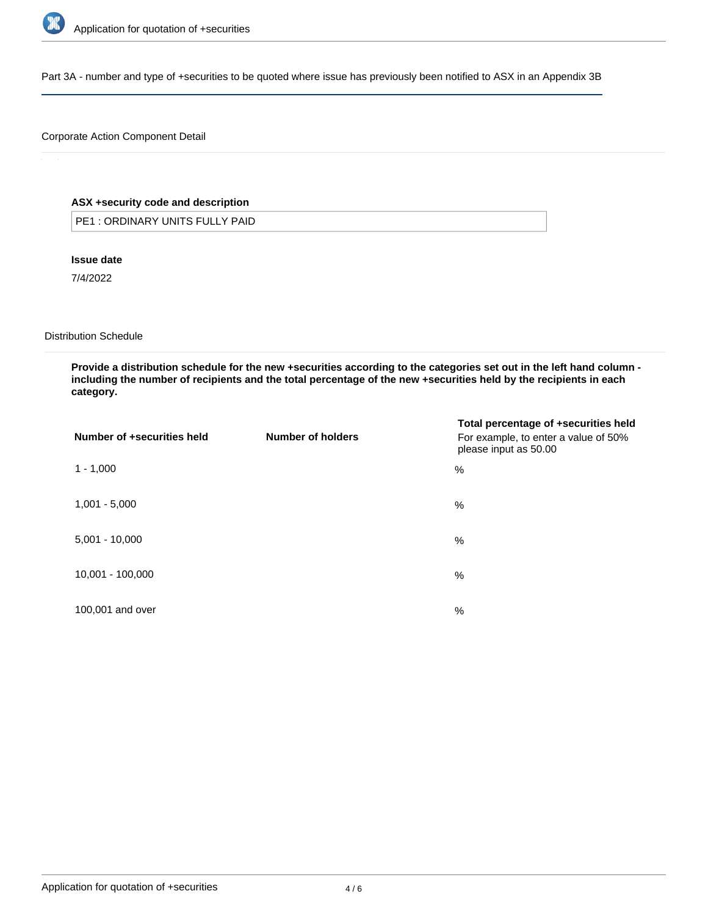## Part 3A - number and type of +securities to be quoted where issue has previously been notified to ASX in an Appendix 3B

### Corporate Action Component Detail

**ASX +security code and description**

PE1 : ORDINARY UNITS FULLY PAID

**Issue date**

7/4/2022

### Distribution Schedule

**Provide a distribution schedule for the new +securities according to the categories set out in the left hand column - including the number of recipients and the total percentage of the new +securities held by the recipients in each category.**

| Number of +securities held | Number of holders | Total percentage of +securities held<br>For example, to enter a value of 50% please input as 50.00 |
|---|---|---|
| 1 - 1,000 | | % |
| 1,001 - 5,000 | | % |
| 5,001 - 10,000 | | % |
| 10,001 - 100,000 | | % |
| 100,001 and over | | % |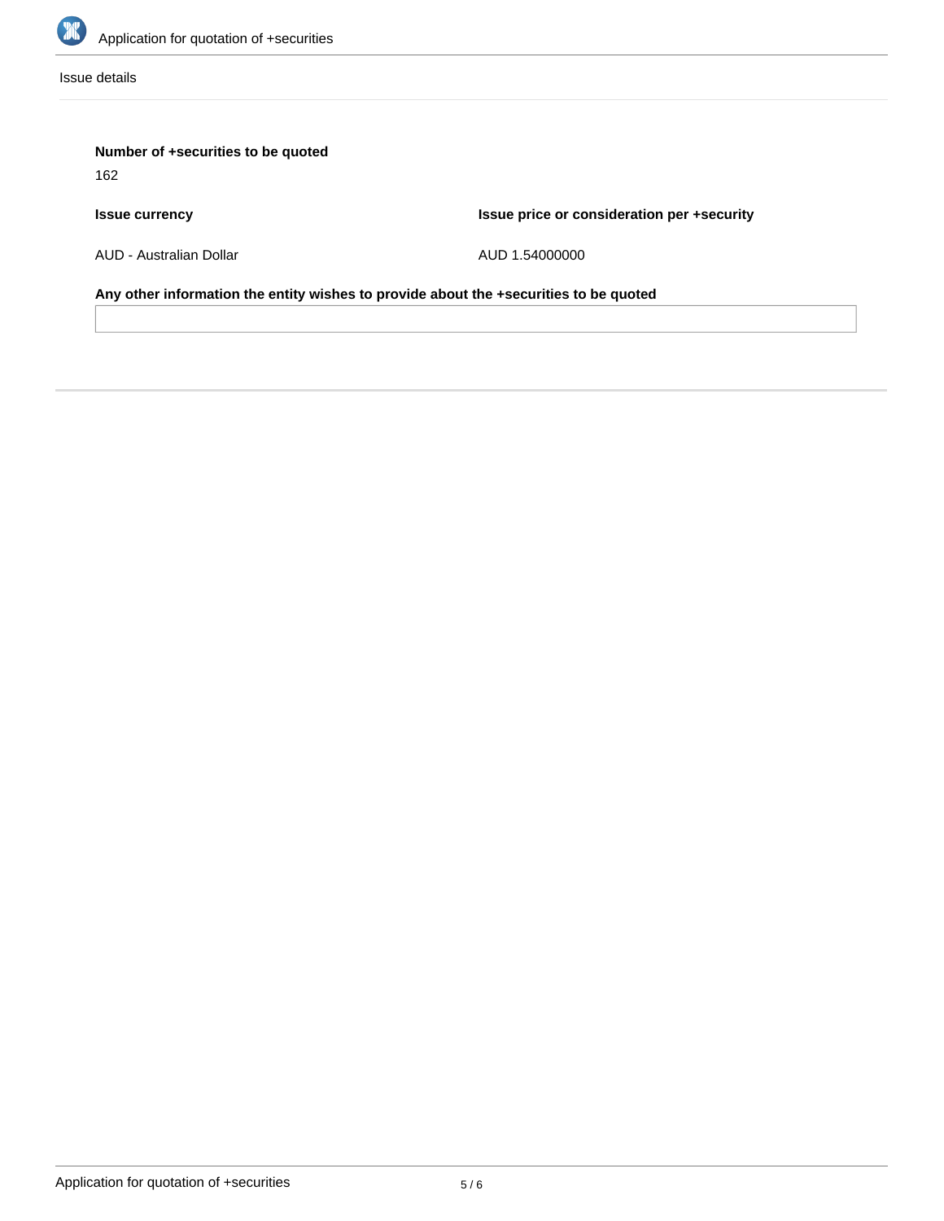Issue details

**Number of +securities to be quoted**

162

| **Issue currency** | **Issue price or consideration per +security** |
| --- | --- |
| AUD - Australian Dollar | AUD 1.54000000 |

**Any other information the entity wishes to provide about the +securities to be quoted**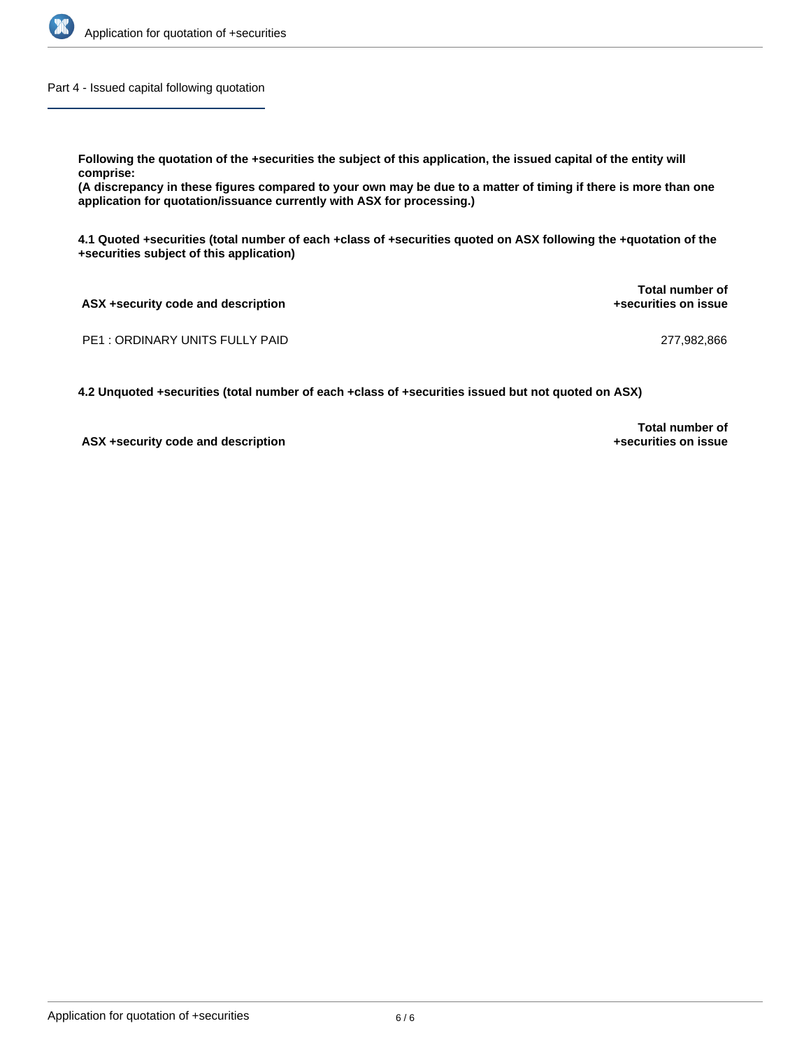## Part 4 - Issued capital following quotation

**Following the quotation of the +securities the subject of this application, the issued capital of the entity will comprise:**
**(A discrepancy in these figures compared to your own may be due to a matter of timing if there is more than one application for quotation/issuance currently with ASX for processing.)**

**4.1 Quoted +securities (total number of each +class of +securities quoted on ASX following the +quotation of the +securities subject of this application)**

| ASX +security code and description | Total number of +securities on issue |
|---|---|
| PE1 : ORDINARY UNITS FULLY PAID | 277,982,866 |

**4.2 Unquoted +securities (total number of each +class of +securities issued but not quoted on ASX)**

| ASX +security code and description | Total number of +securities on issue |
|---|---|